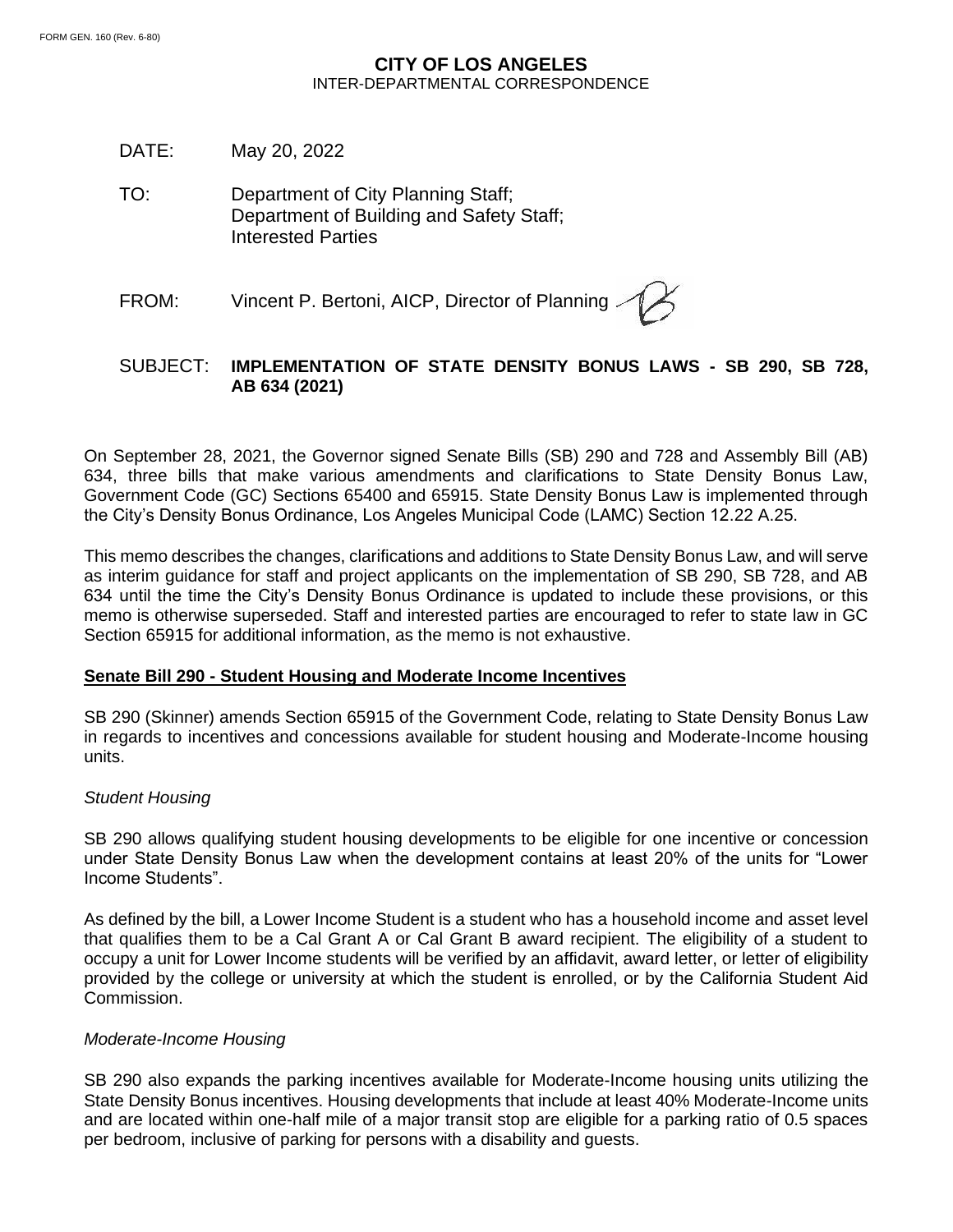FORM GEN. 160 (Rev. 6-80)

**CITY OF LOS ANGELES**
INTER-DEPARTMENTAL CORRESPONDENCE

DATE: May 20, 2022

TO: Department of City Planning Staff;
Department of Building and Safety Staff;
Interested Parties

FROM: Vincent P. Bertoni, AICP, Director of Planning

SUBJECT: **IMPLEMENTATION OF STATE DENSITY BONUS LAWS - SB 290, SB 728, AB 634 (2021)**

On September 28, 2021, the Governor signed Senate Bills (SB) 290 and 728 and Assembly Bill (AB) 634, three bills that make various amendments and clarifications to State Density Bonus Law, Government Code (GC) Sections 65400 and 65915. State Density Bonus Law is implemented through the City's Density Bonus Ordinance, Los Angeles Municipal Code (LAMC) Section 12.22 A.25.

This memo describes the changes, clarifications and additions to State Density Bonus Law, and will serve as interim guidance for staff and project applicants on the implementation of SB 290, SB 728, and AB 634 until the time the City's Density Bonus Ordinance is updated to include these provisions, or this memo is otherwise superseded. Staff and interested parties are encouraged to refer to state law in GC Section 65915 for additional information, as the memo is not exhaustive.

**Senate Bill 290 - Student Housing and Moderate Income Incentives**

SB 290 (Skinner) amends Section 65915 of the Government Code, relating to State Density Bonus Law in regards to incentives and concessions available for student housing and Moderate-Income housing units.

*Student Housing*

SB 290 allows qualifying student housing developments to be eligible for one incentive or concession under State Density Bonus Law when the development contains at least 20% of the units for "Lower Income Students".

As defined by the bill, a Lower Income Student is a student who has a household income and asset level that qualifies them to be a Cal Grant A or Cal Grant B award recipient. The eligibility of a student to occupy a unit for Lower Income students will be verified by an affidavit, award letter, or letter of eligibility provided by the college or university at which the student is enrolled, or by the California Student Aid Commission.

*Moderate-Income Housing*

SB 290 also expands the parking incentives available for Moderate-Income housing units utilizing the State Density Bonus incentives. Housing developments that include at least 40% Moderate-Income units and are located within one-half mile of a major transit stop are eligible for a parking ratio of 0.5 spaces per bedroom, inclusive of parking for persons with a disability and guests.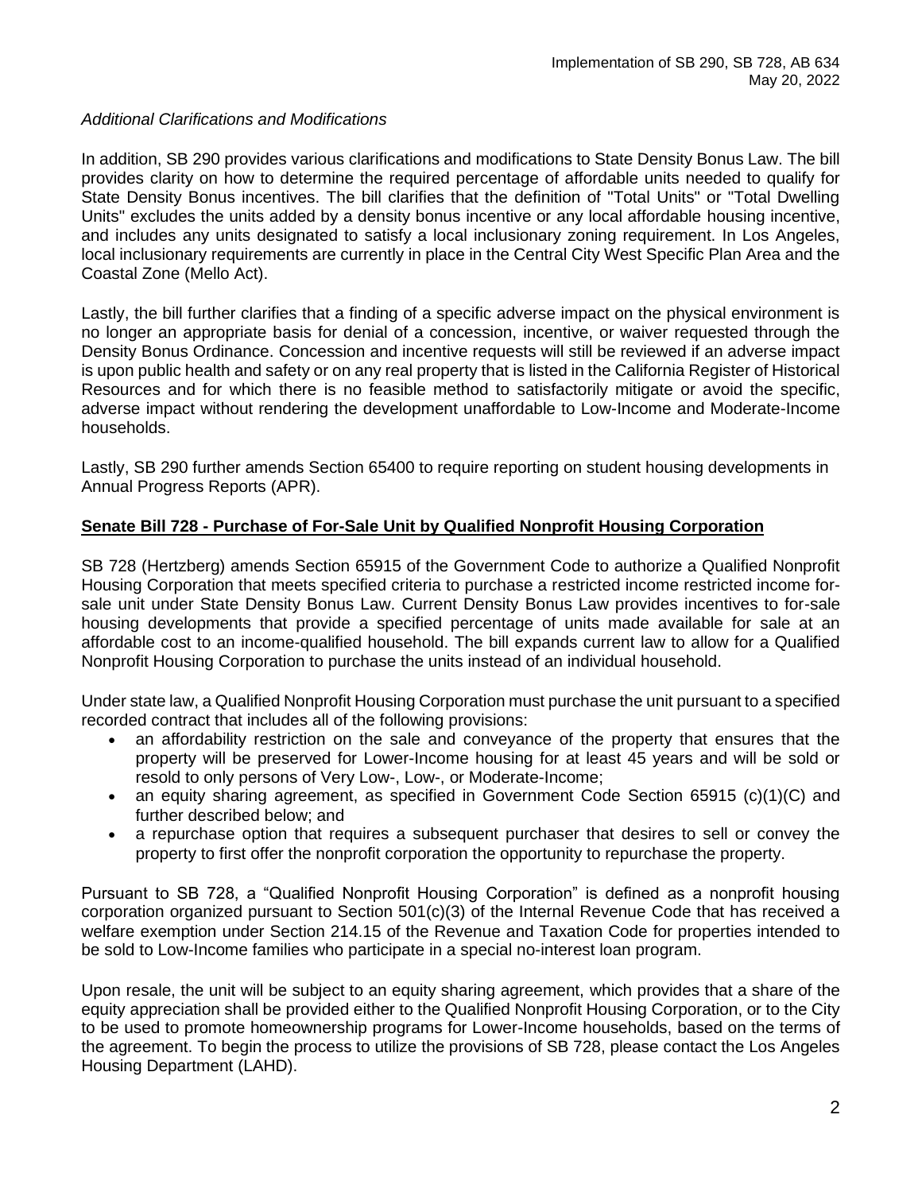*Additional Clarifications and Modifications*

In addition, SB 290 provides various clarifications and modifications to State Density Bonus Law. The bill provides clarity on how to determine the required percentage of affordable units needed to qualify for State Density Bonus incentives. The bill clarifies that the definition of "Total Units" or "Total Dwelling Units" excludes the units added by a density bonus incentive or any local affordable housing incentive, and includes any units designated to satisfy a local inclusionary zoning requirement. In Los Angeles, local inclusionary requirements are currently in place in the Central City West Specific Plan Area and the Coastal Zone (Mello Act).

Lastly, the bill further clarifies that a finding of a specific adverse impact on the physical environment is no longer an appropriate basis for denial of a concession, incentive, or waiver requested through the Density Bonus Ordinance. Concession and incentive requests will still be reviewed if an adverse impact is upon public health and safety or on any real property that is listed in the California Register of Historical Resources and for which there is no feasible method to satisfactorily mitigate or avoid the specific, adverse impact without rendering the development unaffordable to Low-Income and Moderate-Income households.

Lastly, SB 290 further amends Section 65400 to require reporting on student housing developments in Annual Progress Reports (APR).

## **Senate Bill 728 - Purchase of For-Sale Unit by Qualified Nonprofit Housing Corporation**

SB 728 (Hertzberg) amends Section 65915 of the Government Code to authorize a Qualified Nonprofit Housing Corporation that meets specified criteria to purchase a restricted income restricted income for-sale unit under State Density Bonus Law. Current Density Bonus Law provides incentives to for-sale housing developments that provide a specified percentage of units made available for sale at an affordable cost to an income-qualified household. The bill expands current law to allow for a Qualified Nonprofit Housing Corporation to purchase the units instead of an individual household.

Under state law, a Qualified Nonprofit Housing Corporation must purchase the unit pursuant to a specified recorded contract that includes all of the following provisions:

- an affordability restriction on the sale and conveyance of the property that ensures that the property will be preserved for Lower-Income housing for at least 45 years and will be sold or resold to only persons of Very Low-, Low-, or Moderate-Income;
- an equity sharing agreement, as specified in Government Code Section 65915 (c)(1)(C) and further described below; and
- a repurchase option that requires a subsequent purchaser that desires to sell or convey the property to first offer the nonprofit corporation the opportunity to repurchase the property.

Pursuant to SB 728, a "Qualified Nonprofit Housing Corporation" is defined as a nonprofit housing corporation organized pursuant to Section 501(c)(3) of the Internal Revenue Code that has received a welfare exemption under Section 214.15 of the Revenue and Taxation Code for properties intended to be sold to Low-Income families who participate in a special no-interest loan program.

Upon resale, the unit will be subject to an equity sharing agreement, which provides that a share of the equity appreciation shall be provided either to the Qualified Nonprofit Housing Corporation, or to the City to be used to promote homeownership programs for Lower-Income households, based on the terms of the agreement. To begin the process to utilize the provisions of SB 728, please contact the Los Angeles Housing Department (LAHD).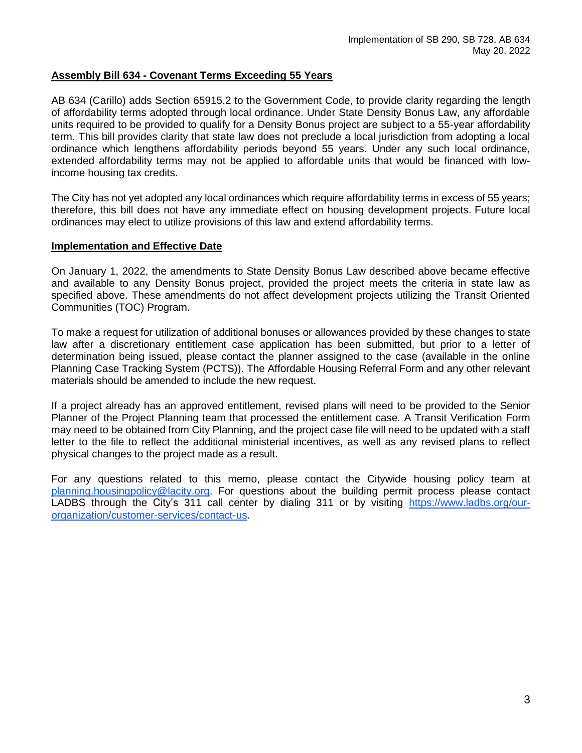## Assembly Bill 634 - Covenant Terms Exceeding 55 Years

AB 634 (Carillo) adds Section 65915.2 to the Government Code, to provide clarity regarding the length of affordability terms adopted through local ordinance. Under State Density Bonus Law, any affordable units required to be provided to qualify for a Density Bonus project are subject to a 55-year affordability term. This bill provides clarity that state law does not preclude a local jurisdiction from adopting a local ordinance which lengthens affordability periods beyond 55 years. Under any such local ordinance, extended affordability terms may not be applied to affordable units that would be financed with low-income housing tax credits.

The City has not yet adopted any local ordinances which require affordability terms in excess of 55 years; therefore, this bill does not have any immediate effect on housing development projects. Future local ordinances may elect to utilize provisions of this law and extend affordability terms.

## Implementation and Effective Date

On January 1, 2022, the amendments to State Density Bonus Law described above became effective and available to any Density Bonus project, provided the project meets the criteria in state law as specified above. These amendments do not affect development projects utilizing the Transit Oriented Communities (TOC) Program.

To make a request for utilization of additional bonuses or allowances provided by these changes to state law after a discretionary entitlement case application has been submitted, but prior to a letter of determination being issued, please contact the planner assigned to the case (available in the online Planning Case Tracking System (PCTS)). The Affordable Housing Referral Form and any other relevant materials should be amended to include the new request.

If a project already has an approved entitlement, revised plans will need to be provided to the Senior Planner of the Project Planning team that processed the entitlement case. A Transit Verification Form may need to be obtained from City Planning, and the project case file will need to be updated with a staff letter to the file to reflect the additional ministerial incentives, as well as any revised plans to reflect physical changes to the project made as a result.

For any questions related to this memo, please contact the Citywide housing policy team at planning.housingpolicy@lacity.org. For questions about the building permit process please contact LADBS through the City's 311 call center by dialing 311 or by visiting https://www.ladbs.org/our-organization/customer-services/contact-us.